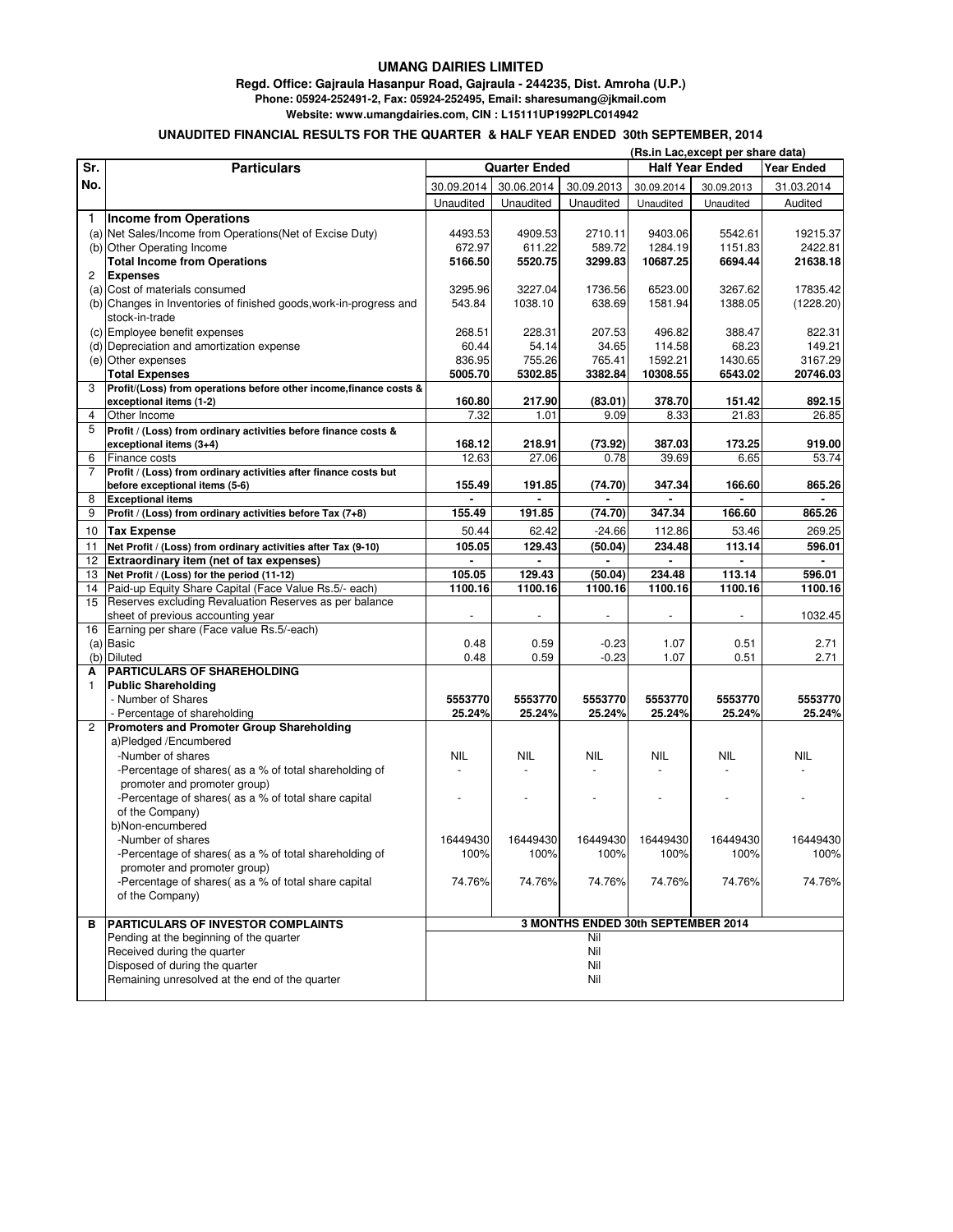# UMANG DAIRIES LIMITED

**Regd. Office: Gajraula Hasanpur Road, Gajraula - 244235, Dist. Amroha (U.P.)**
**Phone: 05924-252491-2, Fax: 05924-252495, Email: sharesumang@jkmail.com**
**Website: www.umangdairies.com, CIN : L15111UP1992PLC014942**

## UNAUDITED FINANCIAL RESULTS FOR THE QUARTER & HALF YEAR ENDED 30th SEPTEMBER, 2014

(Rs.in Lac,except per share data)

| Sr. No. | Particulars | Quarter Ended | | | Half Year Ended | | Year Ended |
|---|---|---|---|---|---|---|---|
| | | 30.09.2014 | 30.06.2014 | 30.09.2013 | 30.09.2014 | 30.09.2013 | 31.03.2014 |
| | | Unaudited | Unaudited | Unaudited | Unaudited | Unaudited | Audited |
| 1 | **Income from Operations** | | | | | | |
| (a) | Net Sales/Income from Operations(Net of Excise Duty) | 4493.53 | 4909.53 | 2710.11 | 9403.06 | 5542.61 | 19215.37 |
| (b) | Other Operating Income | 672.97 | 611.22 | 589.72 | 1284.19 | 1151.83 | 2422.81 |
| | **Total Income from Operations** | **5166.50** | **5520.75** | **3299.83** | **10687.25** | **6694.44** | **21638.18** |
| 2 | **Expenses** | | | | | | |
| (a) | Cost of materials consumed | 3295.96 | 3227.04 | 1736.56 | 6523.00 | 3267.62 | 17835.42 |
| (b) | Changes in Inventories of finished goods,work-in-progress and stock-in-trade | 543.84 | 1038.10 | 638.69 | 1581.94 | 1388.05 | (1228.20) |
| (c) | Employee benefit expenses | 268.51 | 228.31 | 207.53 | 496.82 | 388.47 | 822.31 |
| (d) | Depreciation and amortization expense | 60.44 | 54.14 | 34.65 | 114.58 | 68.23 | 149.21 |
| (e) | Other expenses | 836.95 | 755.26 | 765.41 | 1592.21 | 1430.65 | 3167.29 |
| | **Total Expenses** | **5005.70** | **5302.85** | **3382.84** | **10308.55** | **6543.02** | **20746.03** |
| 3 | **Profit/(Loss) from operations before other income,finance costs & exceptional items (1-2)** | **160.80** | **217.90** | **(83.01)** | **378.70** | **151.42** | **892.15** |
| 4 | Other Income | 7.32 | 1.01 | 9.09 | 8.33 | 21.83 | 26.85 |
| 5 | **Profit / (Loss) from ordinary activities before finance costs & exceptional items (3+4)** | **168.12** | **218.91** | **(73.92)** | **387.03** | **173.25** | **919.00** |
| 6 | Finance costs | 12.63 | 27.06 | 0.78 | 39.69 | 6.65 | 53.74 |
| 7 | **Profit / (Loss) from ordinary activities after finance costs but before exceptional items (5-6)** | **155.49** | **191.85** | **(74.70)** | **347.34** | **166.60** | **865.26** |
| 8 | **Exceptional items** | - | - | - | - | - | - |
| 9 | **Profit / (Loss) from ordinary activities before Tax (7+8)** | **155.49** | **191.85** | **(74.70)** | **347.34** | **166.60** | **865.26** |
| 10 | **Tax Expense** | 50.44 | 62.42 | -24.66 | 112.86 | 53.46 | 269.25 |
| 11 | **Net Profit / (Loss) from ordinary activities after Tax (9-10)** | **105.05** | **129.43** | **(50.04)** | **234.48** | **113.14** | **596.01** |
| 12 | **Extraordinary item (net of tax expenses)** | - | - | - | - | - | - |
| 13 | **Net Profit / (Loss) for the period (11-12)** | **105.05** | **129.43** | **(50.04)** | **234.48** | **113.14** | **596.01** |
| 14 | Paid-up Equity Share Capital (Face Value Rs.5/- each) | **1100.16** | **1100.16** | **1100.16** | **1100.16** | **1100.16** | **1100.16** |
| 15 | Reserves excluding Revaluation Reserves as per balance sheet of previous accounting year | - | - | - | - | - | 1032.45 |
| 16 | Earning per share (Face value Rs.5/-each) | | | | | | |
| (a) | Basic | 0.48 | 0.59 | -0.23 | 1.07 | 0.51 | 2.71 |
| (b) | Diluted | 0.48 | 0.59 | -0.23 | 1.07 | 0.51 | 2.71 |
| **A** | **PARTICULARS OF SHAREHOLDING** | | | | | | |
| 1 | **Public Shareholding** | | | | | | |
| | - Number of Shares | **5553770** | **5553770** | **5553770** | **5553770** | **5553770** | **5553770** |
| | - Percentage of shareholding | **25.24%** | **25.24%** | **25.24%** | **25.24%** | **25.24%** | **25.24%** |
| 2 | **Promoters and Promoter Group Shareholding** | | | | | | |
| | a)Pledged /Encumbered | | | | | | |
| | -Number of shares | NIL | NIL | NIL | NIL | NIL | NIL |
| | -Percentage of shares( as a % of total shareholding of promoter and promoter group) | - | - | - | - | - | - |
| | -Percentage of shares( as a % of total share capital of the Company) | - | - | - | - | - | - |
| | b)Non-encumbered | | | | | | |
| | -Number of shares | 16449430 | 16449430 | 16449430 | 16449430 | 16449430 | 16449430 |
| | -Percentage of shares( as a % of total shareholding of promoter and promoter group) | 100% | 100% | 100% | 100% | 100% | 100% |
| | -Percentage of shares( as a % of total share capital of the Company) | 74.76% | 74.76% | 74.76% | 74.76% | 74.76% | 74.76% |

| **B** | **PARTICULARS OF INVESTOR COMPLAINTS** | **3 MONTHS ENDED 30th SEPTEMBER 2014** |
|---|---|---|
| | Pending at the beginning of the quarter | Nil |
| | Received during the quarter | Nil |
| | Disposed of during the quarter | Nil |
| | Remaining unresolved at the end of the quarter | Nil |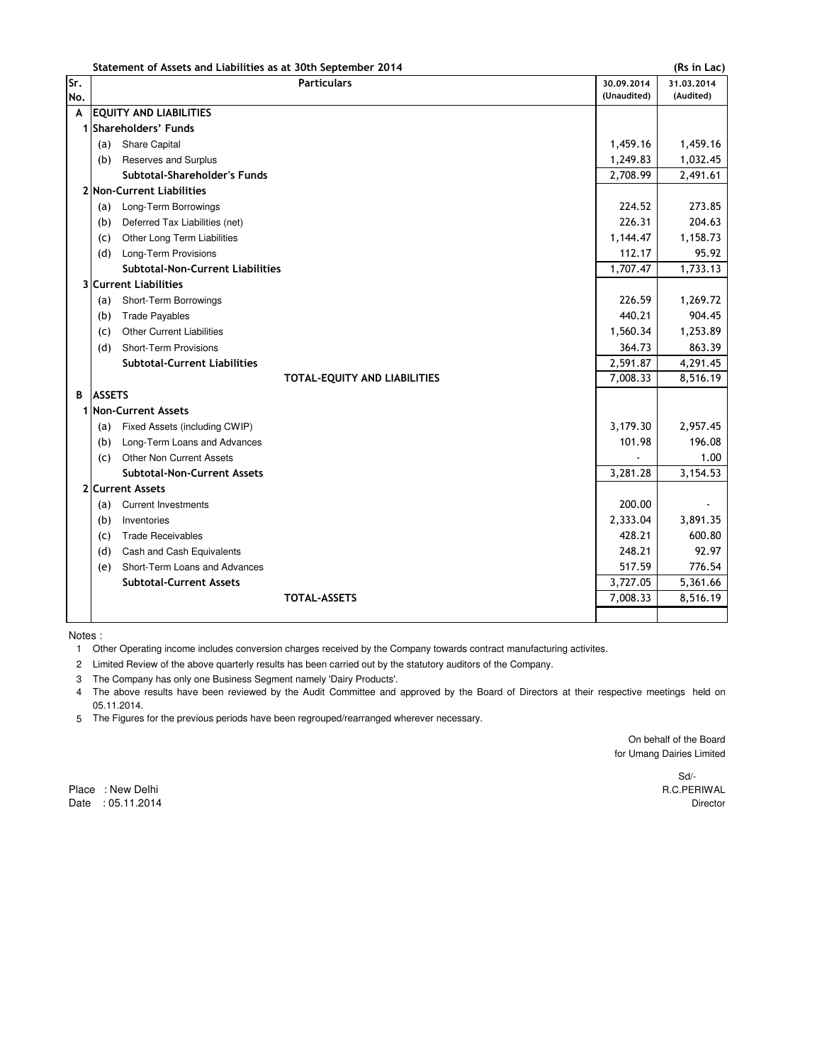**Statement of Assets and Liabilities as at 30th September 2014** **(Rs in Lac)**

| Sr. No. | | Particulars | 30.09.2014 (Unaudited) | 31.03.2014 (Audited) |
|---|---|---|---|---|
| A | | **EQUITY AND LIABILITIES** | | |
| 1 | | **Shareholders' Funds** | | |
| | (a) | Share Capital | 1,459.16 | 1,459.16 |
| | (b) | Reserves and Surplus | 1,249.83 | 1,032.45 |
| | | **Subtotal-Shareholder's Funds** | 2,708.99 | 2,491.61 |
| 2 | | **Non-Current Liabilities** | | |
| | (a) | Long-Term Borrowings | 224.52 | 273.85 |
| | (b) | Deferred Tax Liabilities (net) | 226.31 | 204.63 |
| | (c) | Other Long Term Liabilities | 1,144.47 | 1,158.73 |
| | (d) | Long-Term Provisions | 112.17 | 95.92 |
| | | **Subtotal-Non-Current Liabilities** | 1,707.47 | 1,733.13 |
| 3 | | **Current Liabilities** | | |
| | (a) | Short-Term Borrowings | 226.59 | 1,269.72 |
| | (b) | Trade Payables | 440.21 | 904.45 |
| | (c) | Other Current Liabilities | 1,560.34 | 1,253.89 |
| | (d) | Short-Term Provisions | 364.73 | 863.39 |
| | | **Subtotal-Current Liabilities** | 2,591.87 | 4,291.45 |
| | | **TOTAL-EQUITY AND LIABILITIES** | 7,008.33 | 8,516.19 |
| B | | **ASSETS** | | |
| 1 | | **Non-Current Assets** | | |
| | (a) | Fixed Assets (including CWIP) | 3,179.30 | 2,957.45 |
| | (b) | Long-Term Loans and Advances | 101.98 | 196.08 |
| | (c) | Other Non Current Assets | - | 1.00 |
| | | **Subtotal-Non-Current Assets** | 3,281.28 | 3,154.53 |
| 2 | | **Current Assets** | | |
| | (a) | Current Investments | 200.00 | - |
| | (b) | Inventories | 2,333.04 | 3,891.35 |
| | (c) | Trade Receivables | 428.21 | 600.80 |
| | (d) | Cash and Cash Equivalents | 248.21 | 92.97 |
| | (e) | Short-Term Loans and Advances | 517.59 | 776.54 |
| | | **Subtotal-Current Assets** | 3,727.05 | 5,361.66 |
| | | **TOTAL-ASSETS** | 7,008.33 | 8,516.19 |

Notes :

1. Other Operating income includes conversion charges received by the Company towards contract manufacturing activites.
2. Limited Review of the above quarterly results has been carried out by the statutory auditors of the Company.
3. The Company has only one Business Segment namely 'Dairy Products'.
4. The above results have been reviewed by the Audit Committee and approved by the Board of Directors at their respective meetings held on 05.11.2014.
5. The Figures for the previous periods have been regrouped/rearranged wherever necessary.

On behalf of the Board
for Umang Dairies Limited

Sd/-
R.C.PERIWAL
Director

Place : New Delhi
Date : 05.11.2014